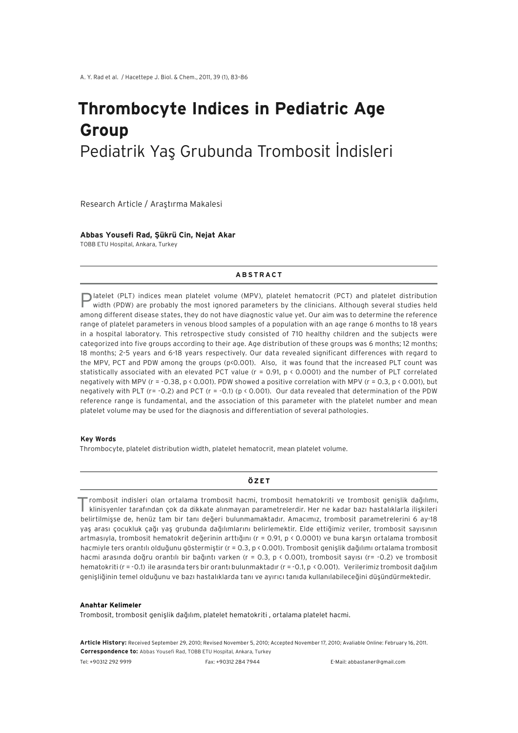# Thrombocyte Indices in Pediatric Age Group

## Pediatrik Yaş Grubunda Trombosit İndisleri

Research Article / Araştırma Makalesi

**Abbas Yousefi Rad, Şükrü Cin, Nejat Akar**

TOBB ETU Hospital, Ankara, Turkey

### ABSTRACT

Platelet (PLT) indices mean platelet volume (MPV), platelet hematocrit (PCT) and platelet distribution width (PDW) are probably the most ignored parameters by the clinicians. Although several studies held among different disease states, they do not have diagnostic value yet. Our aim was to determine the reference range of platelet parameters in venous blood samples of a population with an age range 6 months to 18 years in a hospital laboratory. This retrospective study consisted of 710 healthy children and the subjects were categorized into five groups according to their age. Age distribution of these groups was 6 months; 12 months; 18 months; 2-5 years and 6-18 years respectively. Our data revealed significant differences with regard to the MPV, PCT and PDW among the groups ($p<0.001$). Also, it was found that the increased PLT count was statistically associated with an elevated PCT value ($r = 0.91$, $p < 0.0001$) and the number of PLT correlated negatively with MPV ($r = -0.38$, $p < 0.001$). PDW showed a positive correlation with MPV ($r = 0.3$, $p < 0.001$), but negatively with PLT ($r= -0.2$) and PCT ($r = -0.1$) ($p < 0.001$). Our data revealed that determination of the PDW reference range is fundamental, and the association of this parameter with the platelet number and mean platelet volume may be used for the diagnosis and differentiation of several pathologies.

**Key Words**

Thrombocyte, platelet distribution width, platelet hematocrit, mean platelet volume.

### ÖZET

Trombosit indisleri olan ortalama trombosit hacmi, trombosit hematokriti ve trombosit genişlik dağılımı, klinisyenler tarafından çok da dikkate alınmayan parametrelerdir. Her ne kadar bazı hastalıklarla ilişkileri belirtilmişse de, henüz tam bir tanı değeri bulunmamaktadır. Amacımız, trombosit parametrelerini 6 ay-18 yaş arası çocukluk çağı yaş grubunda dağılımlarını belirlemektir. Elde ettiğimiz veriler, trombosit sayısının artmasıyla, trombosit hematokrit değerinin arttığını ($r = 0.91$, $p < 0.0001$) ve buna karşın ortalama trombosit hacmiyle ters orantılı olduğunu göstermiştir ($r = 0.3$, $p < 0.001$). Trombosit genişlik dağılımı ortalama trombosit hacmi arasında doğru orantılı bir bağıntı varken ($r = 0.3$, $p < 0.001$), trombosit sayısı ($r= -0.2$) ve trombosit hematokriti ($r = -0.1$) ile arasında ters bir orantı bulunmaktadır ($r = -0.1$, $p < 0.001$). Verilerimiz trombosit dağılım genişliğinin temel olduğunu ve bazı hastalıklarda tanı ve ayırıcı tanıda kullanılabileceğini düşündürmektedir.

**Anahtar Kelimeler**

Trombosit, trombosit genişlik dağılım, platelet hematokriti , ortalama platelet hacmi.

**Article History:** Received September 29, 2010; Revised November 5, 2010; Accepted November 17, 2010; Avaliable Online: February 16, 2011.

**Correspondence to:** Abbas Yousefi Rad, TOBB ETU Hospital, Ankara, Turkey

Tel: +90312 292 9919 Fax: +90312 284 7944 E-Mail: abbastaner@gmail.com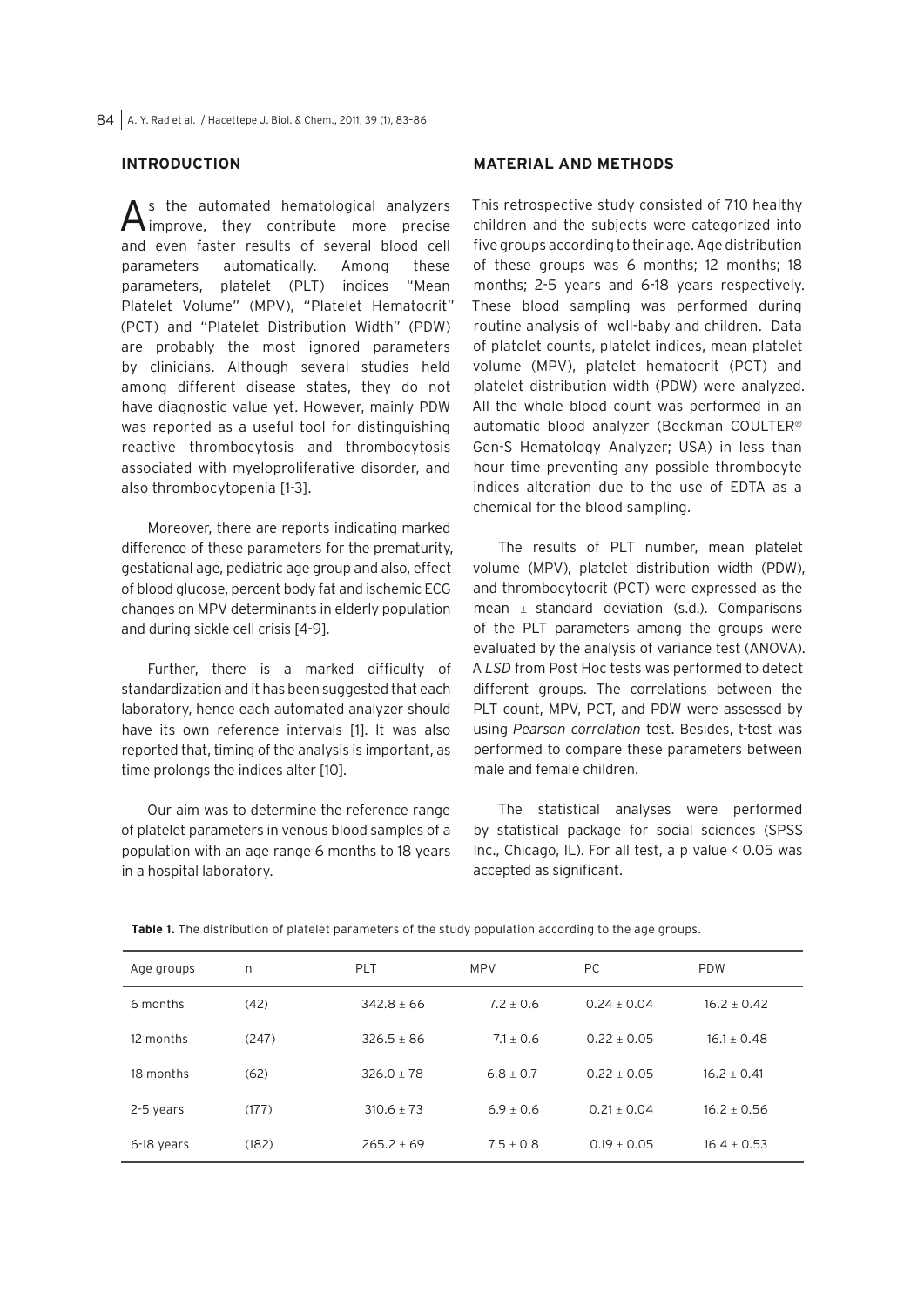## INTRODUCTION

As the automated hematological analyzers improve, they contribute more precise and even faster results of several blood cell parameters automatically. Among these parameters, platelet (PLT) indices "Mean Platelet Volume" (MPV), "Platelet Hematocrit" (PCT) and "Platelet Distribution Width" (PDW) are probably the most ignored parameters by clinicians. Although several studies held among different disease states, they do not have diagnostic value yet. However, mainly PDW was reported as a useful tool for distinguishing reactive thrombocytosis and thrombocytosis associated with myeloproliferative disorder, and also thrombocytopenia [1-3].

Moreover, there are reports indicating marked difference of these parameters for the prematurity, gestational age, pediatric age group and also, effect of blood glucose, percent body fat and ischemic ECG changes on MPV determinants in elderly population and during sickle cell crisis [4-9].

Further, there is a marked difficulty of standardization and it has been suggested that each laboratory, hence each automated analyzer should have its own reference intervals [1]. It was also reported that, timing of the analysis is important, as time prolongs the indices alter [10].

Our aim was to determine the reference range of platelet parameters in venous blood samples of a population with an age range 6 months to 18 years in a hospital laboratory.

## MATERIAL AND METHODS

This retrospective study consisted of 710 healthy children and the subjects were categorized into five groups according to their age. Age distribution of these groups was 6 months; 12 months; 18 months; 2-5 years and 6-18 years respectively. These blood sampling was performed during routine analysis of well-baby and children. Data of platelet counts, platelet indices, mean platelet volume (MPV), platelet hematocrit (PCT) and platelet distribution width (PDW) were analyzed. All the whole blood count was performed in an automatic blood analyzer (Beckman COULTER® Gen-S Hematology Analyzer; USA) in less than hour time preventing any possible thrombocyte indices alteration due to the use of EDTA as a chemical for the blood sampling.

The results of PLT number, mean platelet volume (MPV), platelet distribution width (PDW), and thrombocytocrit (PCT) were expressed as the mean ± standard deviation (s.d.). Comparisons of the PLT parameters among the groups were evaluated by the analysis of variance test (ANOVA). A *LSD* from Post Hoc tests was performed to detect different groups. The correlations between the PLT count, MPV, PCT, and PDW were assessed by using *Pearson correlation* test. Besides, t-test was performed to compare these parameters between male and female children.

The statistical analyses were performed by statistical package for social sciences (SPSS Inc., Chicago, IL). For all test, a p value < 0.05 was accepted as significant.

**Table 1.** The distribution of platelet parameters of the study population according to the age groups.

| Age groups | n | PLT | MPV | PC | PDW |
|---|---|---|---|---|---|
| 6 months | (42) | 342.8 ± 66 | 7.2 ± 0.6 | 0.24 ± 0.04 | 16.2 ± 0.42 |
| 12 months | (247) | 326.5 ± 86 | 7.1 ± 0.6 | 0.22 ± 0.05 | 16.1 ± 0.48 |
| 18 months | (62) | 326.0 ± 78 | 6.8 ± 0.7 | 0.22 ± 0.05 | 16.2 ± 0.41 |
| 2-5 years | (177) | 310.6 ± 73 | 6.9 ± 0.6 | 0.21 ± 0.04 | 16.2 ± 0.56 |
| 6-18 years | (182) | 265.2 ± 69 | 7.5 ± 0.8 | 0.19 ± 0.05 | 16.4 ± 0.53 |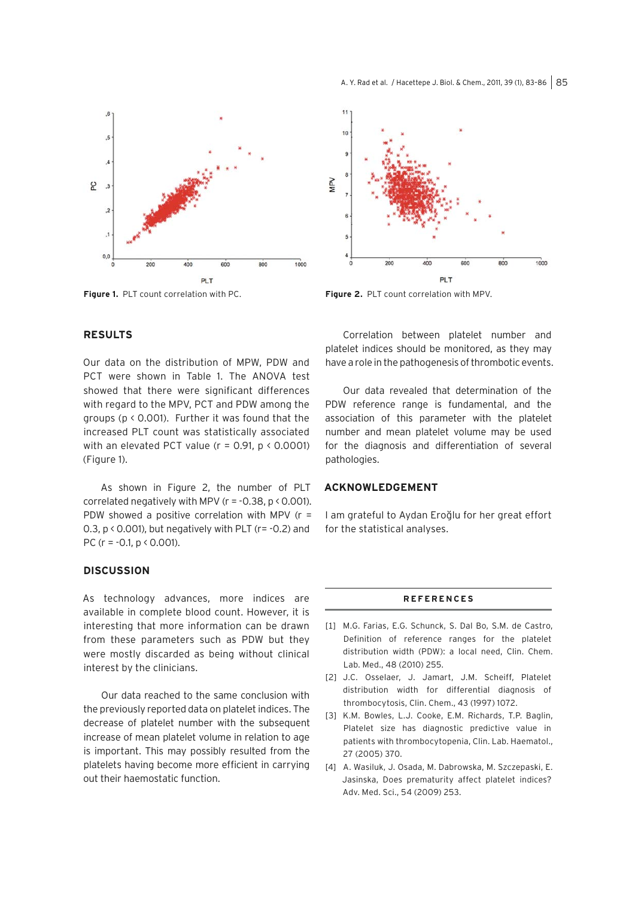**Figure 1.** PLT count correlation with PC.

**Figure 2.** PLT count correlation with MPV.

## RESULTS

Our data on the distribution of MPW, PDW and PCT were shown in Table 1. The ANOVA test showed that there were significant differences with regard to the MPV, PCT and PDW among the groups ($p < 0.001$). Further it was found that the increased PLT count was statistically associated with an elevated PCT value ($r = 0.91$, $p < 0.0001$) (Figure 1).

As shown in Figure 2, the number of PLT correlated negatively with MPV ($r = -0.38$, $p < 0.001$). PDW showed a positive correlation with MPV ($r = 0.3$, $p < 0.001$), but negatively with PLT ($r = -0.2$) and PC ($r = -0.1$, $p < 0.001$).

## DISCUSSION

As technology advances, more indices are available in complete blood count. However, it is interesting that more information can be drawn from these parameters such as PDW but they were mostly discarded as being without clinical interest by the clinicians.

Our data reached to the same conclusion with the previously reported data on platelet indices. The decrease of platelet number with the subsequent increase of mean platelet volume in relation to age is important. This may possibly resulted from the platelets having become more efficient in carrying out their haemostatic function.

Correlation between platelet number and platelet indices should be monitored, as they may have a role in the pathogenesis of thrombotic events.

Our data revealed that determination of the PDW reference range is fundamental, and the association of this parameter with the platelet number and mean platelet volume may be used for the diagnosis and differentiation of several pathologies.

## ACKNOWLEDGEMENT

I am grateful to Aydan Eroğlu for her great effort for the statistical analyses.

## REFERENCES

[1] M.G. Farias, E.G. Schunck, S. Dal Bo, S.M. de Castro, Definition of reference ranges for the platelet distribution width (PDW): a local need, Clin. Chem. Lab. Med., 48 (2010) 255.

[2] J.C. Osselaer, J. Jamart, J.M. Scheiff, Platelet distribution width for differential diagnosis of thrombocytosis, Clin. Chem., 43 (1997) 1072.

[3] K.M. Bowles, L.J. Cooke, E.M. Richards, T.P. Baglin, Platelet size has diagnostic predictive value in patients with thrombocytopenia, Clin. Lab. Haematol., 27 (2005) 370.

[4] A. Wasiluk, J. Osada, M. Dabrowska, M. Szczepaski, E. Jasinska, Does prematurity affect platelet indices? Adv. Med. Sci., 54 (2009) 253.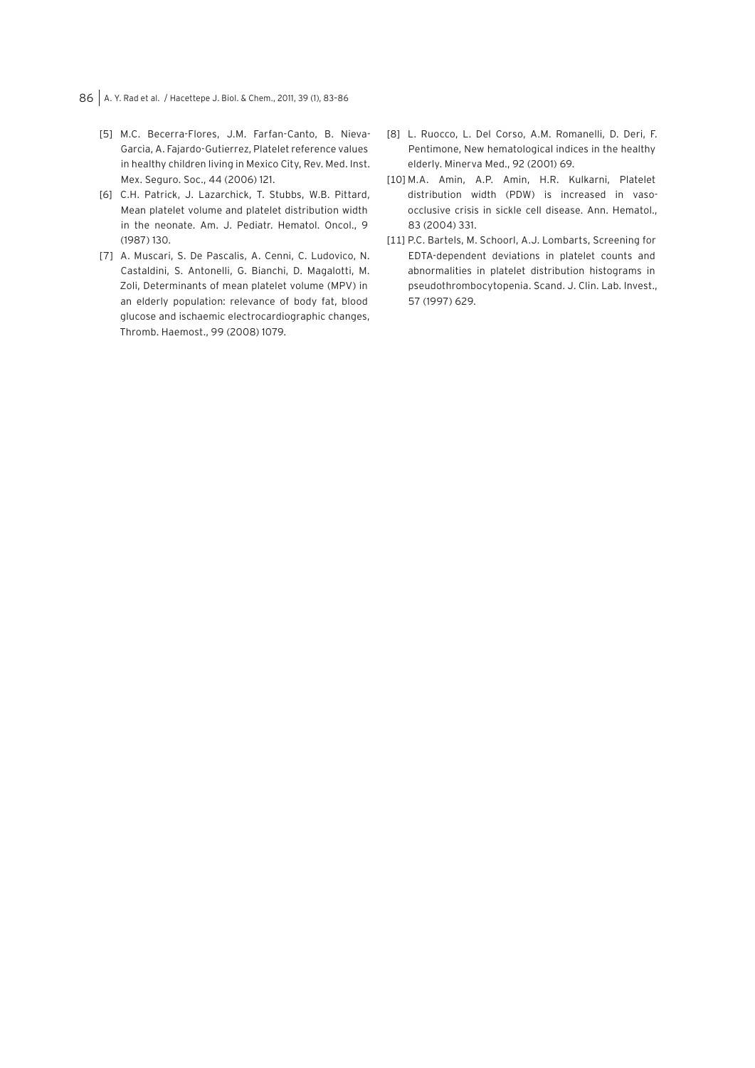[5] M.C. Becerra-Flores, J.M. Farfan-Canto, B. Nieva-Garcia, A. Fajardo-Gutierrez, Platelet reference values in healthy children living in Mexico City, Rev. Med. Inst. Mex. Seguro. Soc., 44 (2006) 121.

[6] C.H. Patrick, J. Lazarchick, T. Stubbs, W.B. Pittard, Mean platelet volume and platelet distribution width in the neonate. Am. J. Pediatr. Hematol. Oncol., 9 (1987) 130.

[7] A. Muscari, S. De Pascalis, A. Cenni, C. Ludovico, N. Castaldini, S. Antonelli, G. Bianchi, D. Magalotti, M. Zoli, Determinants of mean platelet volume (MPV) in an elderly population: relevance of body fat, blood glucose and ischaemic electrocardiographic changes, Thromb. Haemost., 99 (2008) 1079.

[8] L. Ruocco, L. Del Corso, A.M. Romanelli, D. Deri, F. Pentimone, New hematological indices in the healthy elderly. Minerva Med., 92 (2001) 69.

[10] M.A. Amin, A.P. Amin, H.R. Kulkarni, Platelet distribution width (PDW) is increased in vaso-occlusive crisis in sickle cell disease. Ann. Hematol., 83 (2004) 331.

[11] P.C. Bartels, M. Schoorl, A.J. Lombarts, Screening for EDTA-dependent deviations in platelet counts and abnormalities in platelet distribution histograms in pseudothrombocytopenia. Scand. J. Clin. Lab. Invest., 57 (1997) 629.